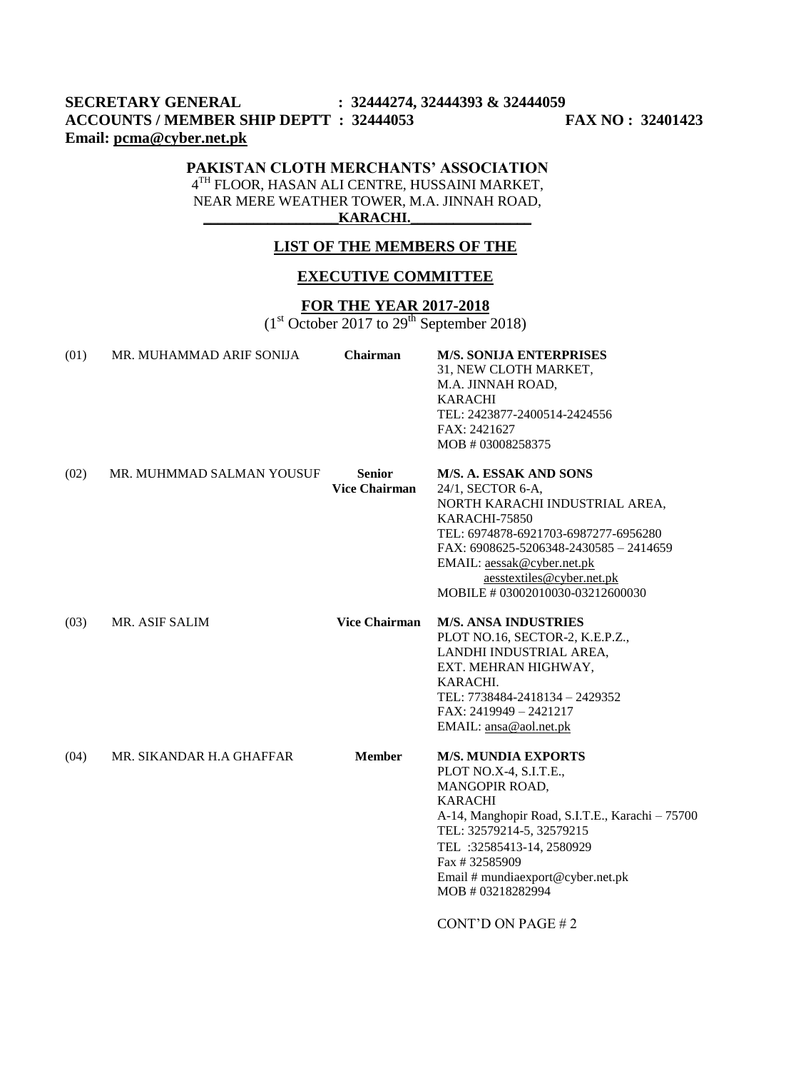**SECRETARY GENERAL : 32444274, 32444393 & 32444059**
**ACCOUNTS / MEMBER SHIP DEPTT : 32444053 FAX NO : 32401423**
**Email: pcma@cyber.net.pk**

## PAKISTAN CLOTH MERCHANTS' ASSOCIATION

4[TH] FLOOR, HASAN ALI CENTRE, HUSSAINI MARKET,
NEAR MERE WEATHER TOWER, M.A. JINNAH ROAD,
**KARACHI.**

## LIST OF THE MEMBERS OF THE

## EXECUTIVE COMMITTEE

## FOR THE YEAR 2017-2018

(1[st] October 2017 to 29[th] September 2018)

| No. | Name | Designation | Firm / Address |
|---|---|---|---|
| (01) | MR. MUHAMMAD ARIF SONIJA | **Chairman** | **M/S. SONIJA ENTERPRISES**<br>31, NEW CLOTH MARKET,<br>M.A. JINNAH ROAD,<br>KARACHI<br>TEL: 2423877-2400514-2424556<br>FAX: 2421627<br>MOB # 03008258375 |
| (02) | MR. MUHMMAD SALMAN YOUSUF | **Senior Vice Chairman** | **M/S. A. ESSAK AND SONS**<br>24/1, SECTOR 6-A,<br>NORTH KARACHI INDUSTRIAL AREA,<br>KARACHI-75850<br>TEL: 6974878-6921703-6987277-6956280<br>FAX: 6908625-5206348-2430585 – 2414659<br>EMAIL: aessak@cyber.net.pk<br>aesstextiles@cyber.net.pk<br>MOBILE # 03002010030-03212600030 |
| (03) | MR. ASIF SALIM | **Vice Chairman** | **M/S. ANSA INDUSTRIES**<br>PLOT NO.16, SECTOR-2, K.E.P.Z.,<br>LANDHI INDUSTRIAL AREA,<br>EXT. MEHRAN HIGHWAY,<br>KARACHI.<br>TEL: 7738484-2418134 – 2429352<br>FAX: 2419949 – 2421217<br>EMAIL: ansa@aol.net.pk |
| (04) | MR. SIKANDAR H.A GHAFFAR | **Member** | **M/S. MUNDIA EXPORTS**<br>PLOT NO.X-4, S.I.T.E.,<br>MANGOPIR ROAD,<br>KARACHI<br>A-14, Manghopir Road, S.I.T.E., Karachi – 75700<br>TEL: 32579214-5, 32579215<br>TEL :32585413-14, 2580929<br>Fax # 32585909<br>Email # mundiaexport@cyber.net.pk<br>MOB # 03218282994 |

CONT'D ON PAGE # 2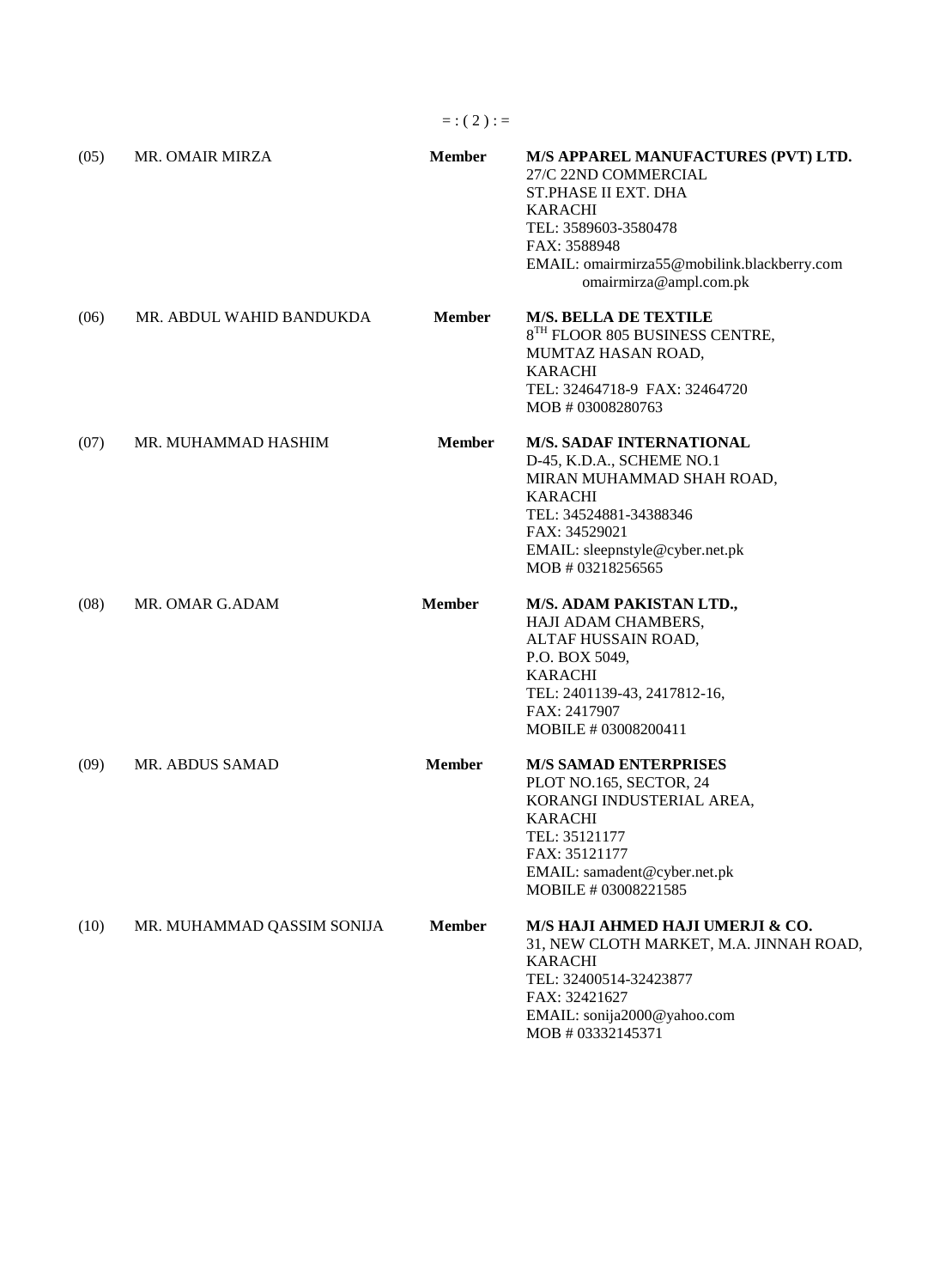| | | | |
|---|---|---|---|
| (05) | MR. OMAIR MIRZA | **Member** | **M/S APPAREL MANUFACTURES (PVT) LTD.**<br>27/C 22ND COMMERCIAL<br>ST.PHASE II EXT. DHA<br>KARACHI<br>TEL: 3589603-3580478<br>FAX: 3588948<br>EMAIL: omairmirza55@mobilink.blackberry.com<br>omairmirza@ampl.com.pk |
| (06) | MR. ABDUL WAHID BANDUKDA | **Member** | **M/S. BELLA DE TEXTILE**<br>8[TH] FLOOR 805 BUSINESS CENTRE,<br>MUMTAZ HASAN ROAD,<br>KARACHI<br>TEL: 32464718-9 FAX: 32464720<br>MOB # 03008280763 |
| (07) | MR. MUHAMMAD HASHIM | **Member** | **M/S. SADAF INTERNATIONAL**<br>D-45, K.D.A., SCHEME NO.1<br>MIRAN MUHAMMAD SHAH ROAD,<br>KARACHI<br>TEL: 34524881-34388346<br>FAX: 34529021<br>EMAIL: sleepnstyle@cyber.net.pk<br>MOB # 03218256565 |
| (08) | MR. OMAR G.ADAM | **Member** | **M/S. ADAM PAKISTAN LTD.,**<br>HAJI ADAM CHAMBERS,<br>ALTAF HUSSAIN ROAD,<br>P.O. BOX 5049,<br>KARACHI<br>TEL: 2401139-43, 2417812-16,<br>FAX: 2417907<br>MOBILE # 03008200411 |
| (09) | MR. ABDUS SAMAD | **Member** | **M/S SAMAD ENTERPRISES**<br>PLOT NO.165, SECTOR, 24<br>KORANGI INDUSTERIAL AREA,<br>KARACHI<br>TEL: 35121177<br>FAX: 35121177<br>EMAIL: samadent@cyber.net.pk<br>MOBILE # 03008221585 |
| (10) | MR. MUHAMMAD QASSIM SONIJA | **Member** | **M/S HAJI AHMED HAJI UMERJI & CO.**<br>31, NEW CLOTH MARKET, M.A. JINNAH ROAD,<br>KARACHI<br>TEL: 32400514-32423877<br>FAX: 32421627<br>EMAIL: sonija2000@yahoo.com<br>MOB # 03332145371 |